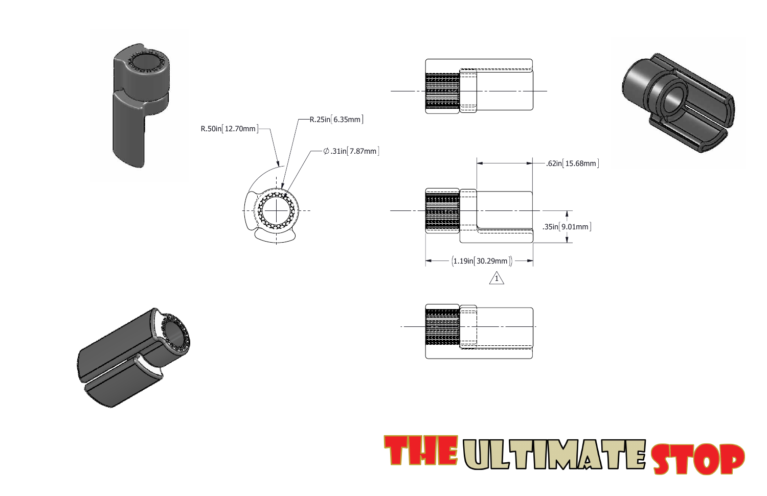R.50in[12.70mm]

R.25in[6.35mm]

∅.31in[7.87mm]

.62in[15.68mm]

.35in[9.01mm]

(1.19in[30.29mm])

1

# THE ULTIMATE STOP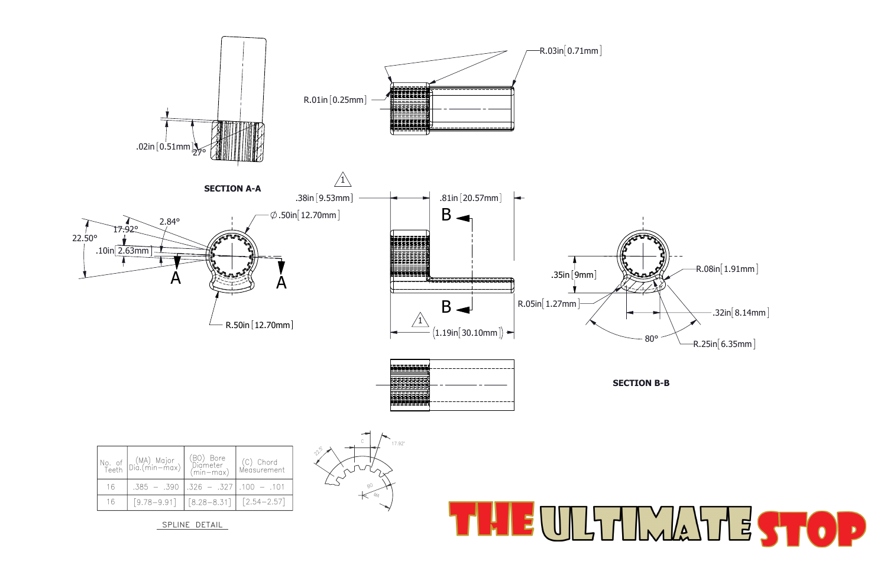SECTION A-A

.02in [0.51mm]

27°

R.01in [0.25mm]

R.03in [0.71mm]

.38in [9.53mm]

.81in [20.57mm]

B

B

(1.19in [30.10mm])

R.05in [1.27mm]

22.50°

17.92°

2.84°

.10in [2.63mm]

∅.50in [12.70mm]

A

A

R.50in [12.70mm]

.35in [9mm]

R.08in [1.91mm]

.32in [8.14mm]

80°

R.25in [6.35mm]

SECTION B-B

| No. of Teeth | (MA) Major Dia.(min–max) | (BO) Bore Diameter (min–max) | (C) Chord Measurement |
|---|---|---|---|
| 16 | .385 – .390 | .326 – .327 | .100 – .101 |
| 16 | [9.78–9.91] | [8.28–8.31] | [2.54–2.57] |

SPLINE DETAIL

22.5°

C

17.92°

BO

MA

THE ULTIMATE STOP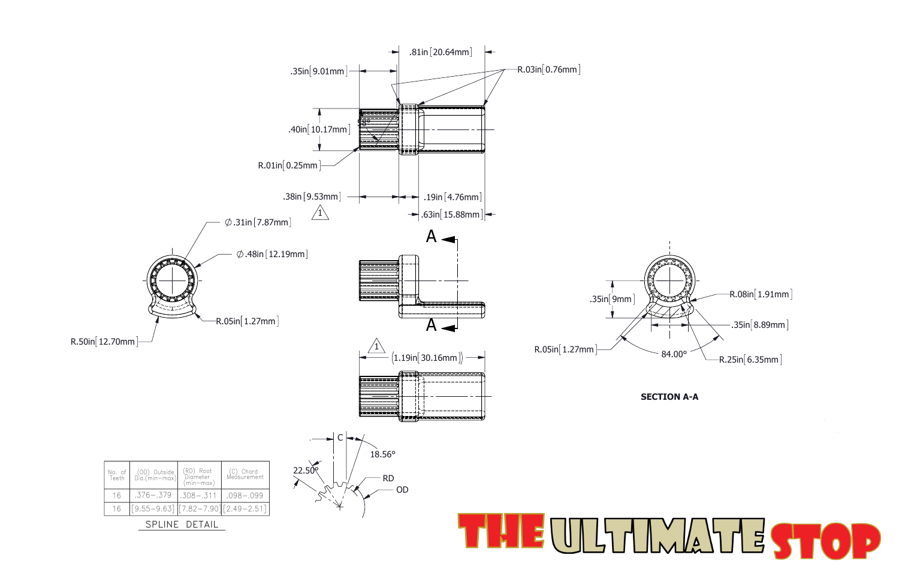.81in [20.64mm]

.35in [9.01mm]

R.03in [0.76mm]

.40in [10.17mm]

58°

R.01in [0.25mm]

.38in [9.53mm]

.19in [4.76mm]

.63in [15.88mm]

1

∅.31in [7.87mm]

∅.48in [12.19mm]

R.05in [1.27mm]

R.50in [12.70mm]

A

A

1

(1.19in [30.16mm])

.35in [9mm]

R.08in [1.91mm]

.35in [8.89mm]

R.05in [1.27mm]

84.00°

R.25in [6.35mm]

**SECTION A-A**

C

18.56°

22.50°

RD

OD

| No. of Teeth | (OD) Outside Dia.(min–max) | (RD) Root Diameter (min–max) | (C) Chord Measurement |
|---|---|---|---|
| 16 | .376–.379 | .308–.311 | .098–.099 |
| 16 | [9.55–9.63] | [7.82–7.90] | [2.49–2.51] |

SPLINE DETAIL

THE ULTIMATE STOP